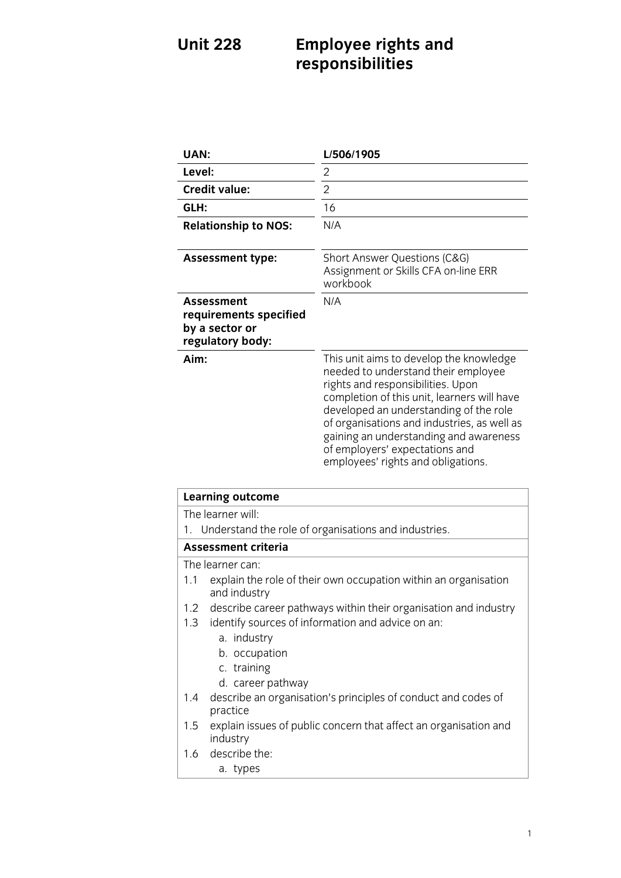# Unit 228 Employee rights and responsibilities

| | |
|---|---|
| **UAN:** | **L/506/1905** |
| **Level:** | 2 |
| **Credit value:** | 2 |
| **GLH:** | 16 |
| **Relationship to NOS:** | N/A |
| **Assessment type:** | Short Answer Questions (C&G) Assignment or Skills CFA on-line ERR workbook |
| **Assessment requirements specified by a sector or regulatory body:** | N/A |
| **Aim:** | This unit aims to develop the knowledge needed to understand their employee rights and responsibilities. Upon completion of this unit, learners will have developed an understanding of the role of organisations and industries, as well as gaining an understanding and awareness of employers' expectations and employees' rights and obligations. |

| **Learning outcome** |
|---|
| The learner will: |
| 1. Understand the role of organisations and industries. |
| **Assessment criteria** |
| The learner can: |
| 1.1 explain the role of their own occupation within an organisation and industry |
| 1.2 describe career pathways within their organisation and industry |
| 1.3 identify sources of information and advice on an: a. industry b. occupation c. training d. career pathway |
| 1.4 describe an organisation's principles of conduct and codes of practice |
| 1.5 explain issues of public concern that affect an organisation and industry |
| 1.6 describe the: a. types |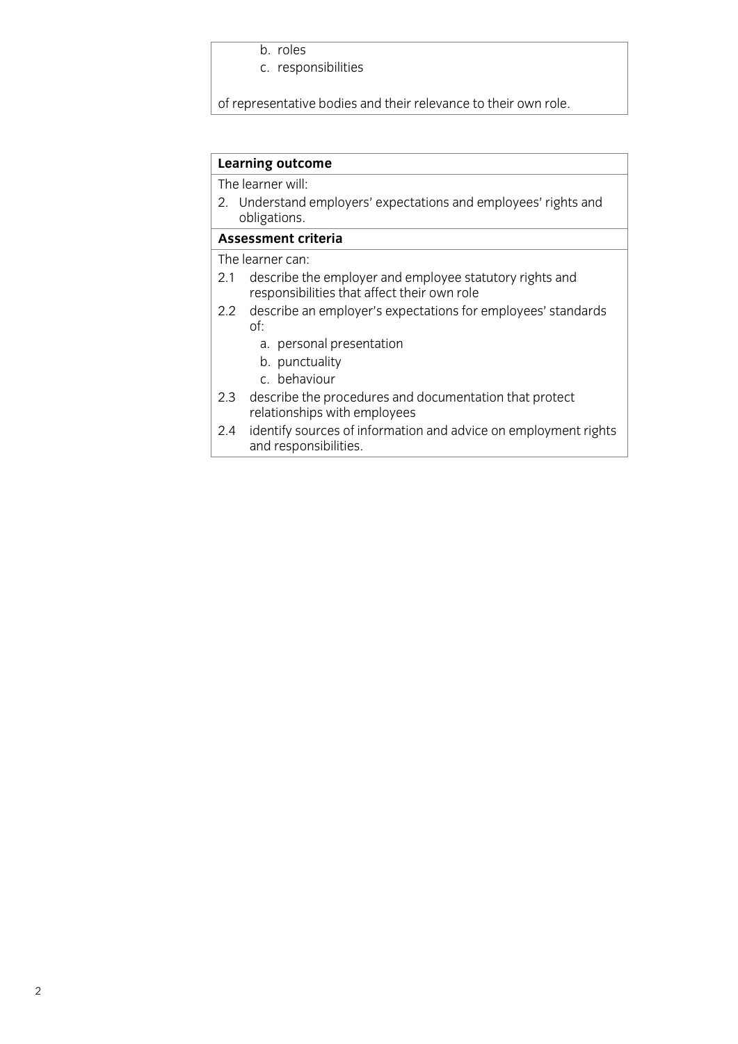b. roles
c. responsibilities

of representative bodies and their relevance to their own role.

**Learning outcome**

The learner will:

2. Understand employers' expectations and employees' rights and obligations.

**Assessment criteria**

The learner can:

2.1 describe the employer and employee statutory rights and responsibilities that affect their own role

2.2 describe an employer's expectations for employees' standards of:
  - a. personal presentation
  - b. punctuality
  - c. behaviour

2.3 describe the procedures and documentation that protect relationships with employees

2.4 identify sources of information and advice on employment rights and responsibilities.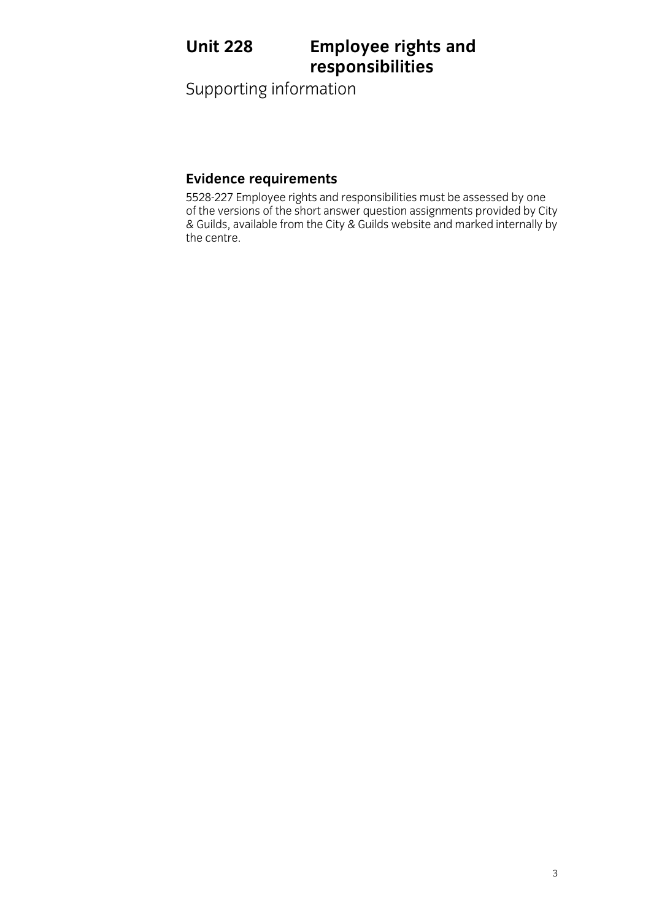# Unit 228 Employee rights and responsibilities

Supporting information

## Evidence requirements

5528-227 Employee rights and responsibilities must be assessed by one of the versions of the short answer question assignments provided by City & Guilds, available from the City & Guilds website and marked internally by the centre.